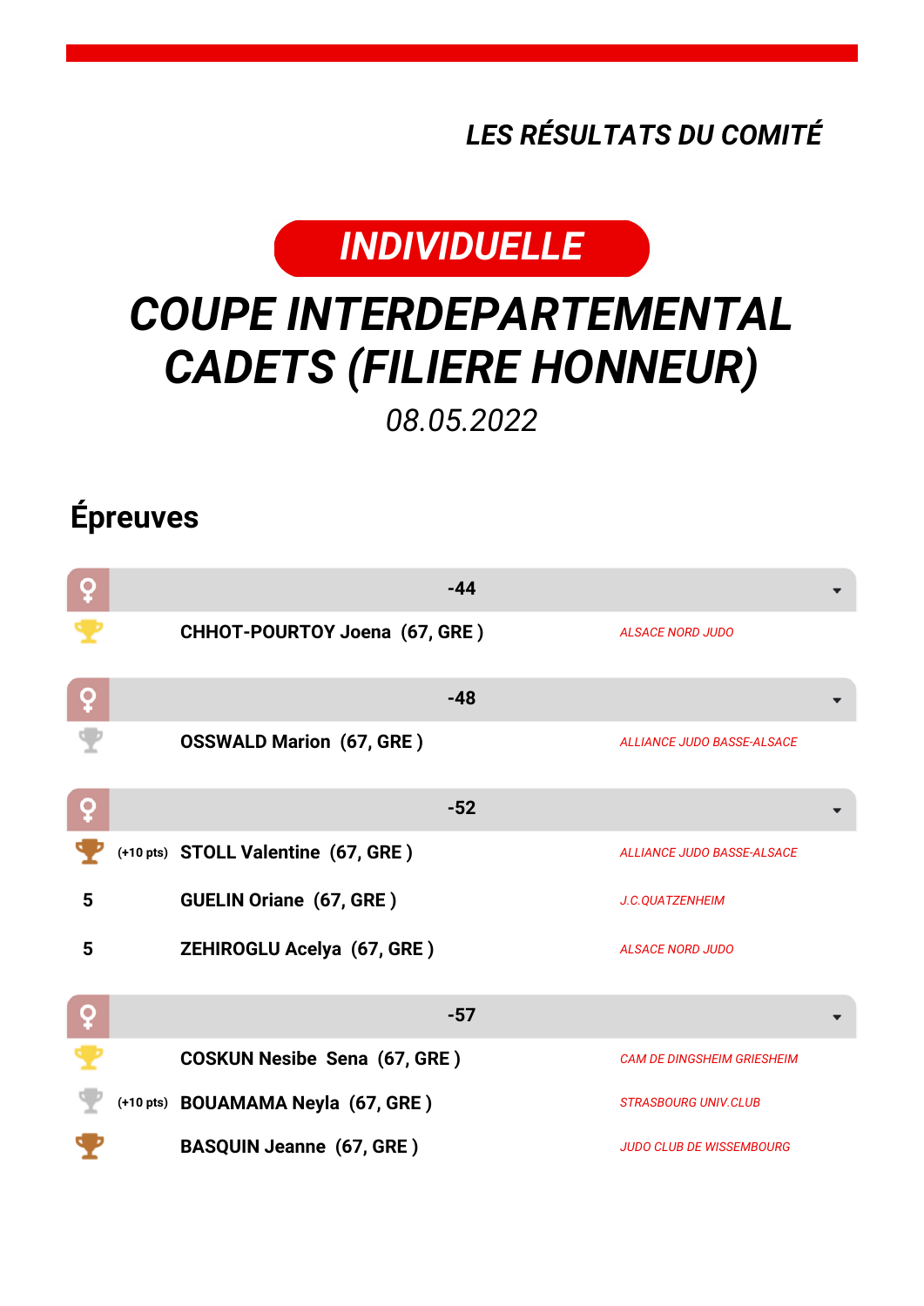*LES RÉSULTATS DU COMITÉ*

**INDIVIDUELLE**

# COUPE INTERDEPARTEMENTAL CADETS (FILIERE HONNEUR)

*08.05.2022*

## Épreuves

### -44

| Place | | Nom | Club |
|---|---|---|---|
| 1 | | **CHHOT-POURTOY Joena (67, GRE )** | *ALSACE NORD JUDO* |

### -48

| Place | | Nom | Club |
|---|---|---|---|
| 2 | | **OSSWALD Marion (67, GRE )** | *ALLIANCE JUDO BASSE-ALSACE* |

### -52

| Place | | Nom | Club |
|---|---|---|---|
| 3 | (+10 pts) | **STOLL Valentine (67, GRE )** | *ALLIANCE JUDO BASSE-ALSACE* |
| 5 | | **GUELIN Oriane (67, GRE )** | *J.C.QUATZENHEIM* |
| 5 | | **ZEHIROGLU Acelya (67, GRE )** | *ALSACE NORD JUDO* |

### -57

| Place | | Nom | Club |
|---|---|---|---|
| 1 | | **COSKUN Nesibe Sena (67, GRE )** | *CAM DE DINGSHEIM GRIESHEIM* |
| 2 | (+10 pts) | **BOUAMAMA Neyla (67, GRE )** | *STRASBOURG UNIV.CLUB* |
| 3 | | **BASQUIN Jeanne (67, GRE )** | *JUDO CLUB DE WISSEMBOURG* |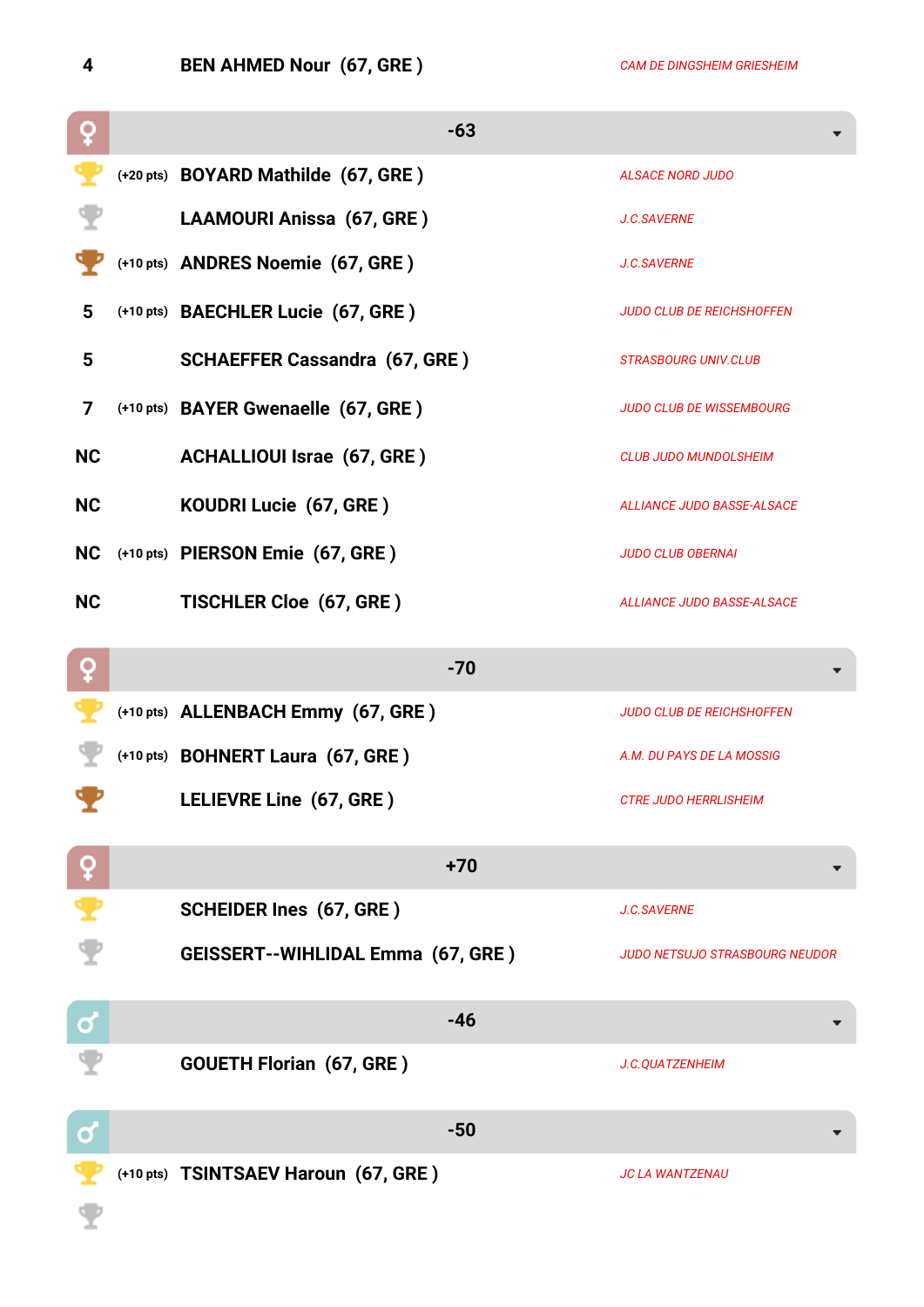| Rang | Points | Nom | Club |
|---|---|---|---|
| 4 | | BEN AHMED Nour (67, GRE ) | CAM DE DINGSHEIM GRIESHEIM |

## ♀ -63

| Rang | Points | Nom | Club |
|---|---|---|---|
| 1 | (+20 pts) | BOYARD Mathilde (67, GRE ) | ALSACE NORD JUDO |
| 2 | | LAAMOURI Anissa (67, GRE ) | J.C.SAVERNE |
| 3 | (+10 pts) | ANDRES Noemie (67, GRE ) | J.C.SAVERNE |
| 5 | (+10 pts) | BAECHLER Lucie (67, GRE ) | JUDO CLUB DE REICHSHOFFEN |
| 5 | | SCHAEFFER Cassandra (67, GRE ) | STRASBOURG UNIV.CLUB |
| 7 | (+10 pts) | BAYER Gwenaelle (67, GRE ) | JUDO CLUB DE WISSEMBOURG |
| NC | | ACHALLIOUI Israe (67, GRE ) | CLUB JUDO MUNDOLSHEIM |
| NC | | KOUDRI Lucie (67, GRE ) | ALLIANCE JUDO BASSE-ALSACE |
| NC | (+10 pts) | PIERSON Emie (67, GRE ) | JUDO CLUB OBERNAI |
| NC | | TISCHLER Cloe (67, GRE ) | ALLIANCE JUDO BASSE-ALSACE |

## ♀ -70

| Rang | Points | Nom | Club |
|---|---|---|---|
| 1 | (+10 pts) | ALLENBACH Emmy (67, GRE ) | JUDO CLUB DE REICHSHOFFEN |
| 2 | (+10 pts) | BOHNERT Laura (67, GRE ) | A.M. DU PAYS DE LA MOSSIG |
| 3 | | LELIEVRE Line (67, GRE ) | CTRE JUDO HERRLISHEIM |

## ♀ +70

| Rang | Points | Nom | Club |
|---|---|---|---|
| 1 | | SCHEIDER Ines (67, GRE ) | J.C.SAVERNE |
| 2 | | GEISSERT--WIHLIDAL Emma (67, GRE ) | JUDO NETSUJO STRASBOURG NEUDOR |

## ♂ -46

| Rang | Points | Nom | Club |
|---|---|---|---|
| 2 | | GOUETH Florian (67, GRE ) | J.C.QUATZENHEIM |

## ♂ -50

| Rang | Points | Nom | Club |
|---|---|---|---|
| 1 | (+10 pts) | TSINTSAEV Haroun (67, GRE ) | JC LA WANTZENAU |
| 2 | | | |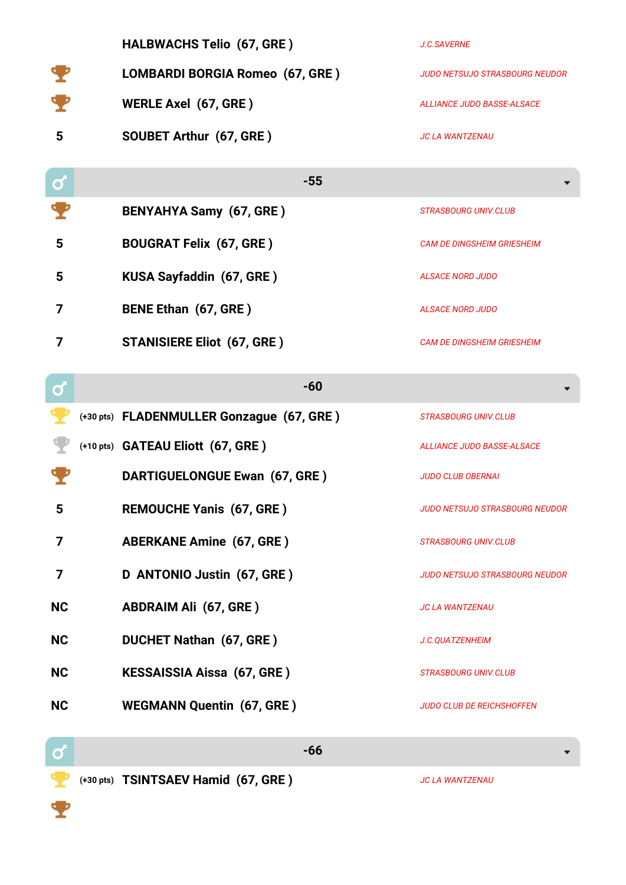| | | |
|---|---|---|
| | HALBWACHS Telio (67, GRE ) | J.C.SAVERNE |
| 🏆 | LOMBARDI BORGIA Romeo (67, GRE ) | JUDO NETSUJO STRASBOURG NEUDOR |
| 🏆 | WERLE Axel (67, GRE ) | ALLIANCE JUDO BASSE-ALSACE |
| 5 | SOUBET Arthur (67, GRE ) | JC LA WANTZENAU |

## ♂ -55

| | | |
|---|---|---|
| 🏆 | BENYAHYA Samy (67, GRE ) | STRASBOURG UNIV.CLUB |
| 5 | BOUGRAT Felix (67, GRE ) | CAM DE DINGSHEIM GRIESHEIM |
| 5 | KUSA Sayfaddin (67, GRE ) | ALSACE NORD JUDO |
| 7 | BENE Ethan (67, GRE ) | ALSACE NORD JUDO |
| 7 | STANISIERE Eliot (67, GRE ) | CAM DE DINGSHEIM GRIESHEIM |

## ♂ -60

| | | |
|---|---|---|
| 🏆 (+30 pts) | FLADENMULLER Gonzague (67, GRE ) | STRASBOURG UNIV.CLUB |
| 🏆 (+10 pts) | GATEAU Eliott (67, GRE ) | ALLIANCE JUDO BASSE-ALSACE |
| 🏆 | DARTIGUELONGUE Ewan (67, GRE ) | JUDO CLUB OBERNAI |
| 5 | REMOUCHE Yanis (67, GRE ) | JUDO NETSUJO STRASBOURG NEUDOR |
| 7 | ABERKANE Amine (67, GRE ) | STRASBOURG UNIV.CLUB |
| 7 | D ANTONIO Justin (67, GRE ) | JUDO NETSUJO STRASBOURG NEUDOR |
| NC | ABDRAIM Ali (67, GRE ) | JC LA WANTZENAU |
| NC | DUCHET Nathan (67, GRE ) | J.C.QUATZENHEIM |
| NC | KESSAISSIA Aissa (67, GRE ) | STRASBOURG UNIV.CLUB |
| NC | WEGMANN Quentin (67, GRE ) | JUDO CLUB DE REICHSHOFFEN |

## ♂ -66

| | | |
|---|---|---|
| 🏆 (+30 pts) | TSINTSAEV Hamid (67, GRE ) | JC LA WANTZENAU |
| 🏆 | | |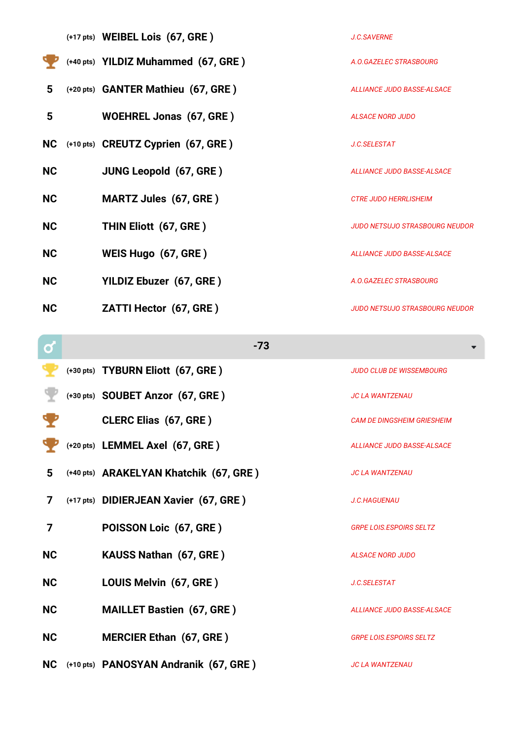| Rang | Points | Nom | Club |
|---|---|---|---|
| | (+17 pts) | **WEIBEL Lois (67, GRE )** | *J.C.SAVERNE* |
| 🏆 | (+40 pts) | **YILDIZ Muhammed (67, GRE )** | *A.O.GAZELEC STRASBOURG* |
| 5 | (+20 pts) | **GANTER Mathieu (67, GRE )** | *ALLIANCE JUDO BASSE-ALSACE* |
| 5 | | **WOEHREL Jonas (67, GRE )** | *ALSACE NORD JUDO* |
| NC | (+10 pts) | **CREUTZ Cyprien (67, GRE )** | *J.C.SELESTAT* |
| NC | | **JUNG Leopold (67, GRE )** | *ALLIANCE JUDO BASSE-ALSACE* |
| NC | | **MARTZ Jules (67, GRE )** | *CTRE JUDO HERRLISHEIM* |
| NC | | **THIN Eliott (67, GRE )** | *JUDO NETSUJO STRASBOURG NEUDOR* |
| NC | | **WEIS Hugo (67, GRE )** | *ALLIANCE JUDO BASSE-ALSACE* |
| NC | | **YILDIZ Ebuzer (67, GRE )** | *A.O.GAZELEC STRASBOURG* |
| NC | | **ZATTI Hector (67, GRE )** | *JUDO NETSUJO STRASBOURG NEUDOR* |

## ♂ -73

| Rang | Points | Nom | Club |
|---|---|---|---|
| 🏆 | (+30 pts) | **TYBURN Eliott (67, GRE )** | *JUDO CLUB DE WISSEMBOURG* |
| 🏆 | (+30 pts) | **SOUBET Anzor (67, GRE )** | *JC LA WANTZENAU* |
| 🏆 | | **CLERC Elias (67, GRE )** | *CAM DE DINGSHEIM GRIESHEIM* |
| 🏆 | (+20 pts) | **LEMMEL Axel (67, GRE )** | *ALLIANCE JUDO BASSE-ALSACE* |
| 5 | (+40 pts) | **ARAKELYAN Khatchik (67, GRE )** | *JC LA WANTZENAU* |
| 7 | (+17 pts) | **DIDIERJEAN Xavier (67, GRE )** | *J.C.HAGUENAU* |
| 7 | | **POISSON Loic (67, GRE )** | *GRPE LOIS.ESPOIRS SELTZ* |
| NC | | **KAUSS Nathan (67, GRE )** | *ALSACE NORD JUDO* |
| NC | | **LOUIS Melvin (67, GRE )** | *J.C.SELESTAT* |
| NC | | **MAILLET Bastien (67, GRE )** | *ALLIANCE JUDO BASSE-ALSACE* |
| NC | | **MERCIER Ethan (67, GRE )** | *GRPE LOIS.ESPOIRS SELTZ* |
| NC | (+10 pts) | **PANOSYAN Andranik (67, GRE )** | *JC LA WANTZENAU* |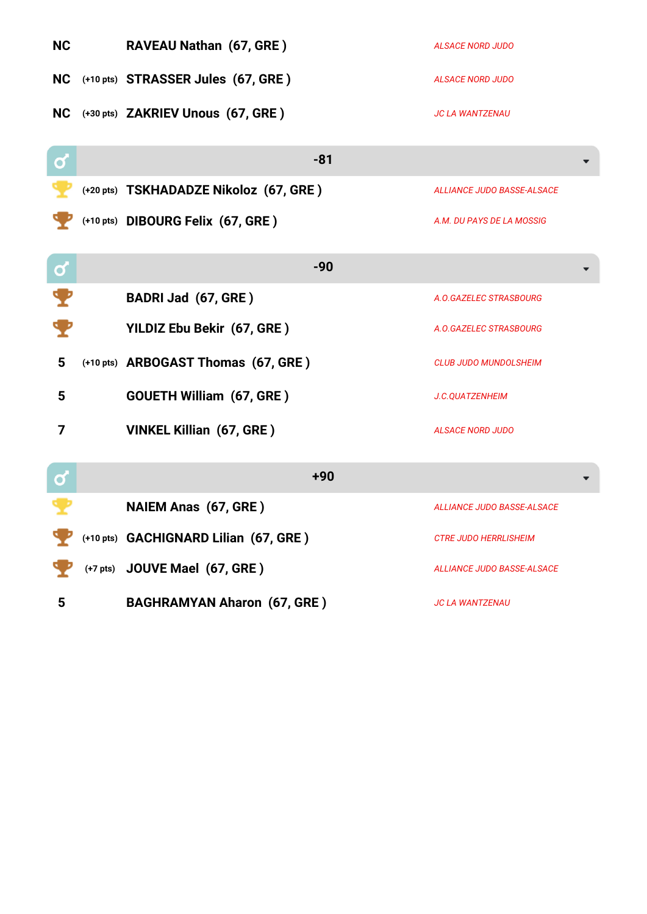| | | | |
|---|---|---|---|
| NC | | **RAVEAU Nathan (67, GRE )** | *ALSACE NORD JUDO* |
| NC | (+10 pts) | **STRASSER Jules (67, GRE )** | *ALSACE NORD JUDO* |
| NC | (+30 pts) | **ZAKRIEV Unous (67, GRE )** | *JC LA WANTZENAU* |

## -81

| | | | |
|---|---|---|---|
| 🏆 | (+20 pts) | **TSKHADADZE Nikoloz (67, GRE )** | *ALLIANCE JUDO BASSE-ALSACE* |
| 🏆 | (+10 pts) | **DIBOURG Felix (67, GRE )** | *A.M. DU PAYS DE LA MOSSIG* |

## -90

| | | | |
|---|---|---|---|
| 🏆 | | **BADRI Jad (67, GRE )** | *A.O.GAZELEC STRASBOURG* |
| 🏆 | | **YILDIZ Ebu Bekir (67, GRE )** | *A.O.GAZELEC STRASBOURG* |
| 5 | (+10 pts) | **ARBOGAST Thomas (67, GRE )** | *CLUB JUDO MUNDOLSHEIM* |
| 5 | | **GOUETH William (67, GRE )** | *J.C.QUATZENHEIM* |
| 7 | | **VINKEL Killian (67, GRE )** | *ALSACE NORD JUDO* |

## +90

| | | | |
|---|---|---|---|
| 🏆 | | **NAIEM Anas (67, GRE )** | *ALLIANCE JUDO BASSE-ALSACE* |
| 🏆 | (+10 pts) | **GACHIGNARD Lilian (67, GRE )** | *CTRE JUDO HERRLISHEIM* |
| 🏆 | (+7 pts) | **JOUVE Mael (67, GRE )** | *ALLIANCE JUDO BASSE-ALSACE* |
| 5 | | **BAGHRAMYAN Aharon (67, GRE )** | *JC LA WANTZENAU* |